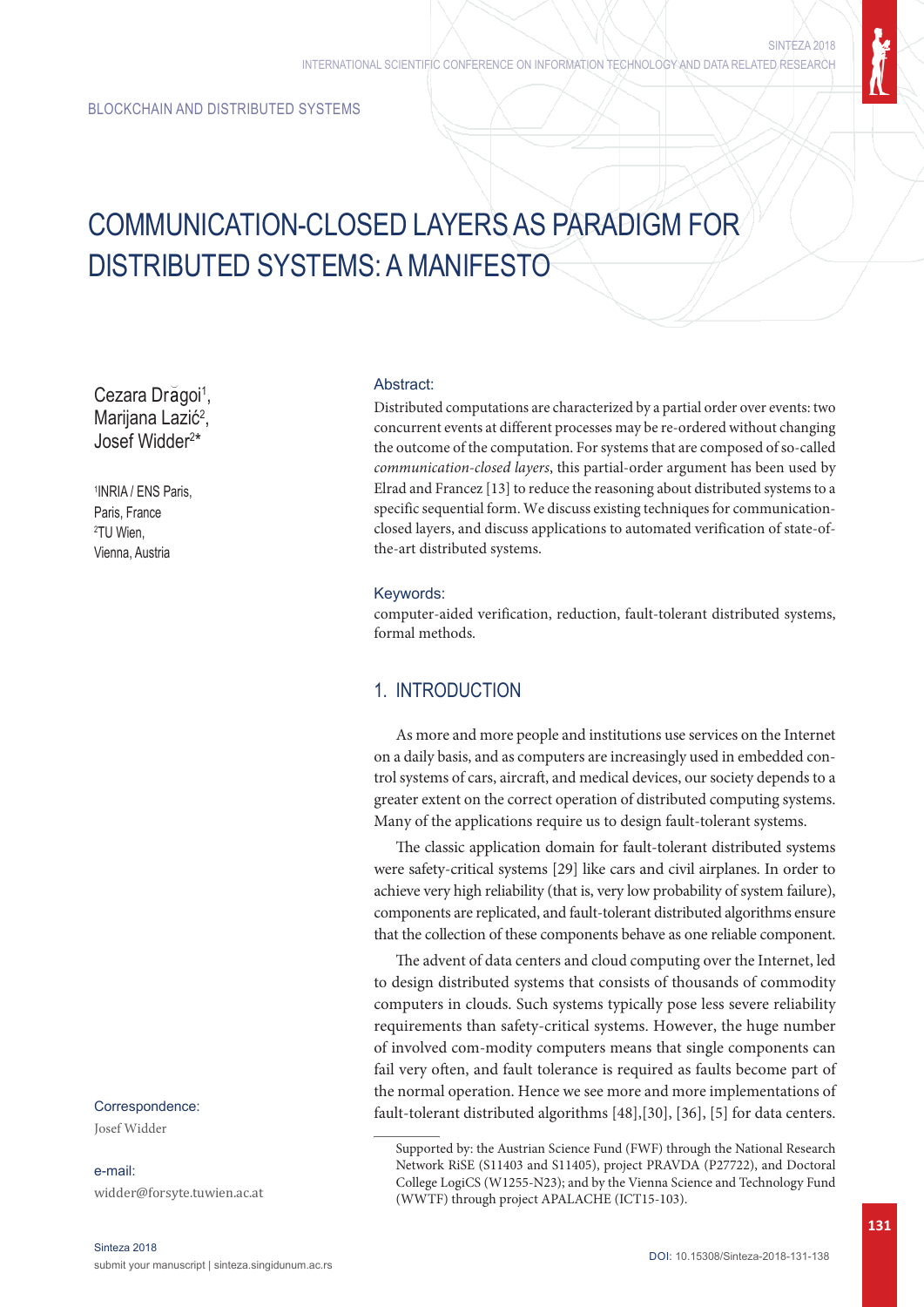BLOCKCHAIN AND DISTRIBUTED SYSTEMS

# COMMUNICATION-CLOSED LAYERS AS PARADIGM FOR DISTRIBUTED SYSTEMS: A MANIFESTO

Cezara Drăgoi[1], Marijana Lazić[2], Josef Widder[2]*

[1]INRIA / ENS Paris, Paris, France
[2]TU Wien, Vienna, Austria

Correspondence:
Josef Widder

e-mail:
widder@forsyte.tuwien.ac.at

### Abstract:

Distributed computations are characterized by a partial order over events: two concurrent events at different processes may be re-ordered without changing the outcome of the computation. For systems that are composed of so-called *communication-closed layers*, this partial-order argument has been used by Elrad and Francez [13] to reduce the reasoning about distributed systems to a specific sequential form. We discuss existing techniques for communication-closed layers, and discuss applications to automated verification of state-of-the-art distributed systems.

### Keywords:

computer-aided verification, reduction, fault-tolerant distributed systems, formal methods.

## 1. INTRODUCTION

As more and more people and institutions use services on the Internet on a daily basis, and as computers are increasingly used in embedded control systems of cars, aircraft, and medical devices, our society depends to a greater extent on the correct operation of distributed computing systems. Many of the applications require us to design fault-tolerant systems.

The classic application domain for fault-tolerant distributed systems were safety-critical systems [29] like cars and civil airplanes. In order to achieve very high reliability (that is, very low probability of system failure), components are replicated, and fault-tolerant distributed algorithms ensure that the collection of these components behave as one reliable component.

The advent of data centers and cloud computing over the Internet, led to design distributed systems that consists of thousands of commodity computers in clouds. Such systems typically pose less severe reliability requirements than safety-critical systems. However, the huge number of involved com-modity computers means that single components can fail very often, and fault tolerance is required as faults become part of the normal operation. Hence we see more and more implementations of fault-tolerant distributed algorithms [48],[30], [36], [5] for data centers.

---

Supported by: the Austrian Science Fund (FWF) through the National Research Network RiSE (S11403 and S11405), project PRAVDA (P27722), and Doctoral College LogiCS (W1255-N23); and by the Vienna Science and Technology Fund (WWTF) through project APALACHE (ICT15-103).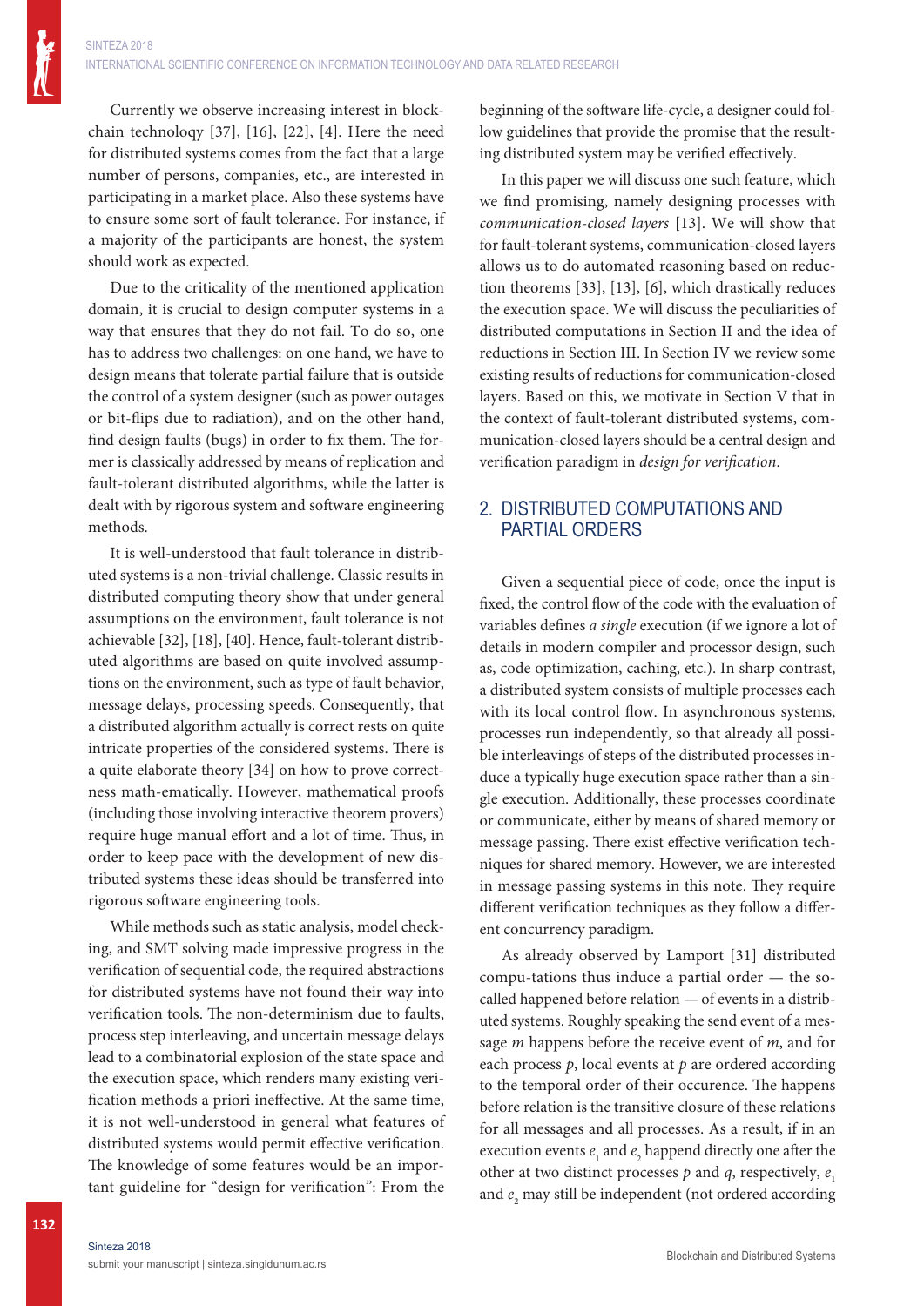Currently we observe increasing interest in blockchain technoloqy [37], [16], [22], [4]. Here the need for distributed systems comes from the fact that a large number of persons, companies, etc., are interested in participating in a market place. Also these systems have to ensure some sort of fault tolerance. For instance, if a majority of the participants are honest, the system should work as expected.

Due to the criticality of the mentioned application domain, it is crucial to design computer systems in a way that ensures that they do not fail. To do so, one has to address two challenges: on one hand, we have to design means that tolerate partial failure that is outside the control of a system designer (such as power outages or bit-flips due to radiation), and on the other hand, find design faults (bugs) in order to fix them. The former is classically addressed by means of replication and fault-tolerant distributed algorithms, while the latter is dealt with by rigorous system and software engineering methods.

It is well-understood that fault tolerance in distributed systems is a non-trivial challenge. Classic results in distributed computing theory show that under general assumptions on the environment, fault tolerance is not achievable [32], [18], [40]. Hence, fault-tolerant distributed algorithms are based on quite involved assumptions on the environment, such as type of fault behavior, message delays, processing speeds. Consequently, that a distributed algorithm actually is correct rests on quite intricate properties of the considered systems. There is a quite elaborate theory [34] on how to prove correctness math-ematically. However, mathematical proofs (including those involving interactive theorem provers) require huge manual effort and a lot of time. Thus, in order to keep pace with the development of new distributed systems these ideas should be transferred into rigorous software engineering tools.

While methods such as static analysis, model checking, and SMT solving made impressive progress in the verification of sequential code, the required abstractions for distributed systems have not found their way into verification tools. The non-determinism due to faults, process step interleaving, and uncertain message delays lead to a combinatorial explosion of the state space and the execution space, which renders many existing verification methods a priori ineffective. At the same time, it is not well-understood in general what features of distributed systems would permit effective verification. The knowledge of some features would be an important guideline for "design for verification": From the beginning of the software life-cycle, a designer could follow guidelines that provide the promise that the resulting distributed system may be verified effectively.

In this paper we will discuss one such feature, which we find promising, namely designing processes with *communication-closed layers* [13]. We will show that for fault-tolerant systems, communication-closed layers allows us to do automated reasoning based on reduction theorems [33], [13], [6], which drastically reduces the execution space. We will discuss the peculiarities of distributed computations in Section II and the idea of reductions in Section III. In Section IV we review some existing results of reductions for communication-closed layers. Based on this, we motivate in Section V that in the context of fault-tolerant distributed systems, communication-closed layers should be a central design and verification paradigm in *design for verification*.

## 2. DISTRIBUTED COMPUTATIONS AND PARTIAL ORDERS

Given a sequential piece of code, once the input is fixed, the control flow of the code with the evaluation of variables defines *a single* execution (if we ignore a lot of details in modern compiler and processor design, such as, code optimization, caching, etc.). In sharp contrast, a distributed system consists of multiple processes each with its local control flow. In asynchronous systems, processes run independently, so that already all possible interleavings of steps of the distributed processes induce a typically huge execution space rather than a single execution. Additionally, these processes coordinate or communicate, either by means of shared memory or message passing. There exist effective verification techniques for shared memory. However, we are interested in message passing systems in this note. They require different verification techniques as they follow a different concurrency paradigm.

As already observed by Lamport [31] distributed compu-tations thus induce a partial order — the so-called happened before relation — of events in a distributed systems. Roughly speaking the send event of a message $m$ happens before the receive event of $m$, and for each process $p$, local events at $p$ are ordered according to the temporal order of their occurence. The happens before relation is the transitive closure of these relations for all messages and all processes. As a result, if in an execution events $e_1$ and $e_2$ happend directly one after the other at two distinct processes $p$ and $q$, respectively, $e_1$ and $e_2$ may still be independent (not ordered according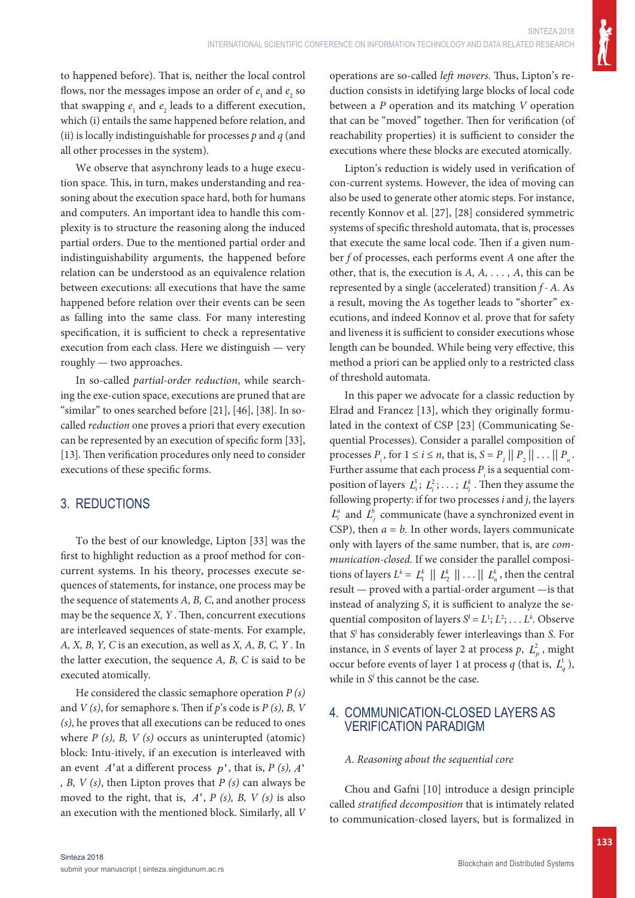to happened before). That is, neither the local control flows, nor the messages impose an order of $e_1$ and $e_2$ so that swapping $e_1$ and $e_2$ leads to a different execution, which (i) entails the same happened before relation, and (ii) is locally indistinguishable for processes $p$ and $q$ (and all other processes in the system).

We observe that asynchrony leads to a huge execution space. This, in turn, makes understanding and reasoning about the execution space hard, both for humans and computers. An important idea to handle this complexity is to structure the reasoning along the induced partial orders. Due to the mentioned partial order and indistinguishability arguments, the happened before relation can be understood as an equivalence relation between executions: all executions that have the same happened before relation over their events can be seen as falling into the same class. For many interesting specification, it is sufficient to check a representative execution from each class. Here we distinguish — very roughly — two approaches.

In so-called *partial-order reduction*, while searching the exe-cution space, executions are pruned that are "similar" to ones searched before [21], [46], [38]. In so-called *reduction* one proves a priori that every execution can be represented by an execution of specific form [33], [13]. Then verification procedures only need to consider executions of these specific forms.

## 3. REDUCTIONS

To the best of our knowledge, Lipton [33] was the first to highlight reduction as a proof method for concurrent systems. In his theory, processes execute sequences of statements, for instance, one process may be the sequence of statements *A, B, C*, and another process may be the sequence *X, Y*. Then, concurrent executions are interleaved sequences of state-ments. For example, *A, X, B, Y, C* is an execution, as well as *X, A, B, C, Y*. In the latter execution, the sequence *A, B, C* is said to be executed atomically.

He considered the classic semaphore operation *P (s)* and *V (s)*, for semaphore s. Then if *p*'s code is *P (s), B, V (s)*, he proves that all executions can be reduced to ones where *P (s), B, V (s)* occurs as uninterupted (atomic) block: Intu-itively, if an execution is interleaved with an event $A'$ at a different process $p'$, that is, *P (s)*, $A'$, *B, V (s)*, then Lipton proves that *P (s)* can always be moved to the right, that is, $A'$, *P (s), B, V (s)* is also an execution with the mentioned block. Similarly, all *V* operations are so-called *left movers*. Thus, Lipton's reduction consists in idetifying large blocks of local code between a *P* operation and its matching *V* operation that can be "moved" together. Then for verification (of reachability properties) it is sufficient to consider the executions where these blocks are executed atomically.

Lipton's reduction is widely used in verification of con-current systems. However, the idea of moving can also be used to generate other atomic steps. For instance, recently Konnov et al. [27], [28] considered symmetric systems of specific threshold automata, that is, processes that execute the same local code. Then if a given number *f* of processes, each performs event *A* one after the other, that is, the execution is *A, A, . . . , A*, this can be represented by a single (accelerated) transition $f \cdot A$. As a result, moving the As together leads to "shorter" executions, and indeed Konnov et al. prove that for safety and liveness it is sufficient to consider executions whose length can be bounded. While being very effective, this method a priori can be applied only to a restricted class of threshold automata.

In this paper we advocate for a classic reduction by Elrad and Francez [13], which they originally formulated in the context of CSP [23] (Communicating Sequential Processes). Consider a parallel composition of processes $P_i$, for $1 \leq i \leq n$, that is, $S = P_1 \,||\, P_2 \,||\, \ldots \,||\, P_n$. Further assume that each process $P_i$ is a sequential composition of layers $L_i^1; L_i^2; \ldots; L_i^k$. Then they assume the following property: if for two processes *i* and *j*, the layers $L_i^a$ and $L_j^b$ communicate (have a synchronized event in CSP), then $a = b$. In other words, layers communicate only with layers of the same number, that is, are *communication-closed*. If we consider the parallel compositions of layers $L^k = L_1^k \,||\, L_2^k \,||\, \ldots \,||\, L_n^k$, then the central result — proved with a partial-order argument —is that instead of analyzing *S*, it is sufficient to analyze the sequential compositon of layers $S^l = L^1; L^2; \ldots L^k$. Observe that $S^l$ has considerably fewer interleavings than *S*. For instance, in *S* events of layer 2 at process *p*, $L_p^2$, might occur before events of layer 1 at process *q* (that is, $L_q^1$), while in $S^l$ this cannot be the case.

## 4. COMMUNICATION-CLOSED LAYERS AS VERIFICATION PARADIGM

### A. Reasoning about the sequential core

Chou and Gafni [10] introduce a design principle called *stratified decomposition* that is intimately related to communication-closed layers, but is formalized in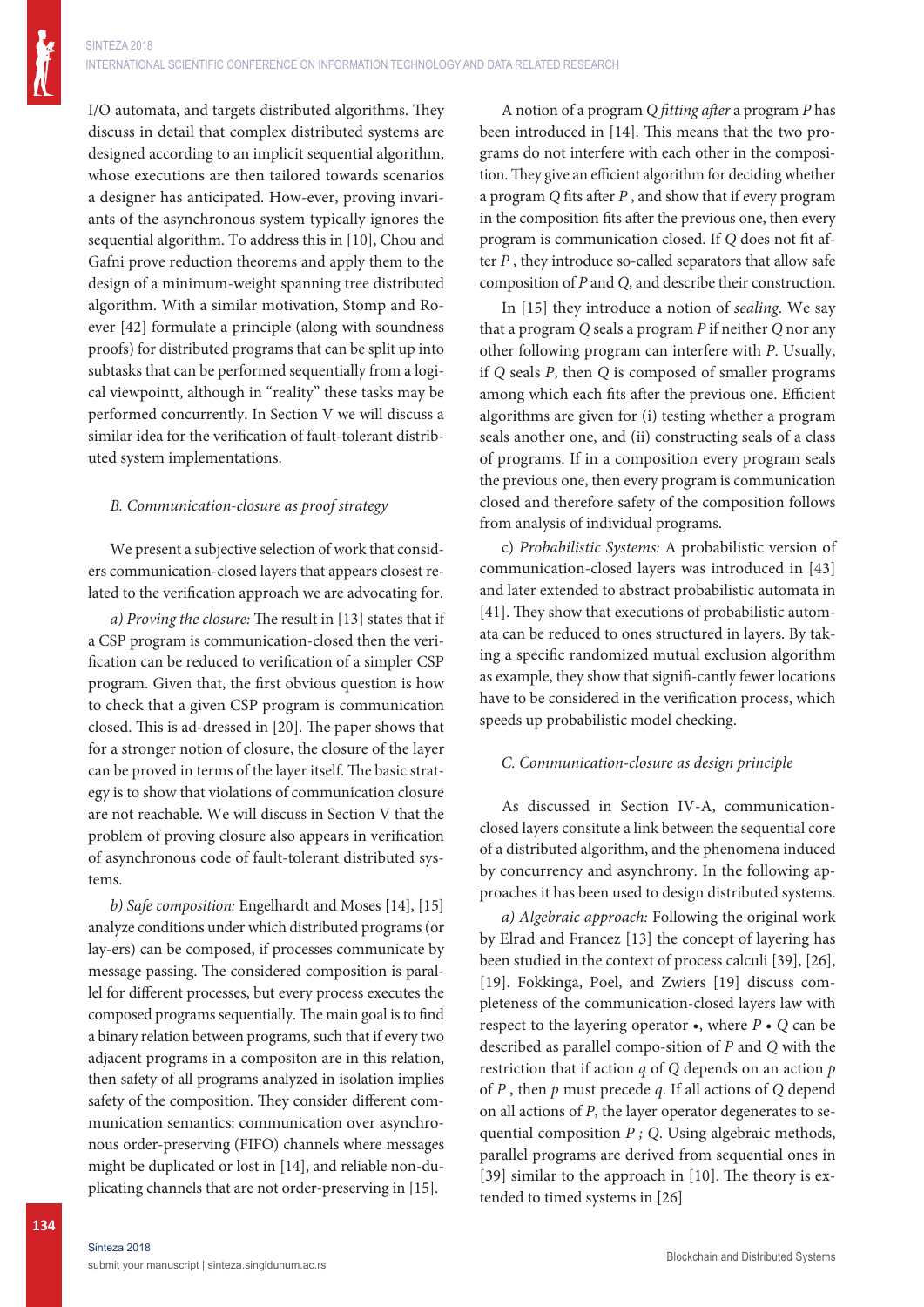I/O automata, and targets distributed algorithms. They discuss in detail that complex distributed systems are designed according to an implicit sequential algorithm, whose executions are then tailored towards scenarios a designer has anticipated. How-ever, proving invariants of the asynchronous system typically ignores the sequential algorithm. To address this in [10], Chou and Gafni prove reduction theorems and apply them to the design of a minimum-weight spanning tree distributed algorithm. With a similar motivation, Stomp and Roever [42] formulate a principle (along with soundness proofs) for distributed programs that can be split up into subtasks that can be performed sequentially from a logical viewpointt, although in "reality" these tasks may be performed concurrently. In Section V we will discuss a similar idea for the verification of fault-tolerant distributed system implementations.

### B. Communication-closure as proof strategy

We present a subjective selection of work that considers communication-closed layers that appears closest related to the verification approach we are advocating for.

*a) Proving the closure:* The result in [13] states that if a CSP program is communication-closed then the verification can be reduced to verification of a simpler CSP program. Given that, the first obvious question is how to check that a given CSP program is communication closed. This is ad-dressed in [20]. The paper shows that for a stronger notion of closure, the closure of the layer can be proved in terms of the layer itself. The basic strategy is to show that violations of communication closure are not reachable. We will discuss in Section V that the problem of proving closure also appears in verification of asynchronous code of fault-tolerant distributed systems.

*b) Safe composition:* Engelhardt and Moses [14], [15] analyze conditions under which distributed programs (or lay-ers) can be composed, if processes communicate by message passing. The considered composition is parallel for different processes, but every process executes the composed programs sequentially. The main goal is to find a binary relation between programs, such that if every two adjacent programs in a compositon are in this relation, then safety of all programs analyzed in isolation implies safety of the composition. They consider different communication semantics: communication over asynchronous order-preserving (FIFO) channels where messages might be duplicated or lost in [14], and reliable non-duplicating channels that are not order-preserving in [15].

A notion of a program $Q$ *fitting after* a program $P$ has been introduced in [14]. This means that the two programs do not interfere with each other in the composition. They give an efficient algorithm for deciding whether a program $Q$ fits after $P$, and show that if every program in the composition fits after the previous one, then every program is communication closed. If $Q$ does not fit after $P$, they introduce so-called separators that allow safe composition of $P$ and $Q$, and describe their construction.

In [15] they introduce a notion of *sealing*. We say that a program $Q$ seals a program $P$ if neither $Q$ nor any other following program can interfere with $P$. Usually, if $Q$ seals $P$, then $Q$ is composed of smaller programs among which each fits after the previous one. Efficient algorithms are given for (i) testing whether a program seals another one, and (ii) constructing seals of a class of programs. If in a composition every program seals the previous one, then every program is communication closed and therefore safety of the composition follows from analysis of individual programs.

c) *Probabilistic Systems:* A probabilistic version of communication-closed layers was introduced in [43] and later extended to abstract probabilistic automata in [41]. They show that executions of probabilistic automata can be reduced to ones structured in layers. By taking a specific randomized mutual exclusion algorithm as example, they show that signifi-cantly fewer locations have to be considered in the verification process, which speeds up probabilistic model checking.

### C. Communication-closure as design principle

As discussed in Section IV-A, communication-closed layers consitute a link between the sequential core of a distributed algorithm, and the phenomena induced by concurrency and asynchrony. In the following approaches it has been used to design distributed systems.

*a) Algebraic approach:* Following the original work by Elrad and Francez [13] the concept of layering has been studied in the context of process calculi [39], [26], [19]. Fokkinga, Poel, and Zwiers [19] discuss completeness of the communication-closed layers law with respect to the layering operator $\bullet$, where $P \bullet Q$ can be described as parallel compo-sition of $P$ and $Q$ with the restriction that if action $q$ of $Q$ depends on an action $p$ of $P$, then $p$ must precede $q$. If all actions of $Q$ depend on all actions of $P$, the layer operator degenerates to sequential composition $P\ ;\ Q$. Using algebraic methods, parallel programs are derived from sequential ones in [39] similar to the approach in [10]. The theory is extended to timed systems in [26]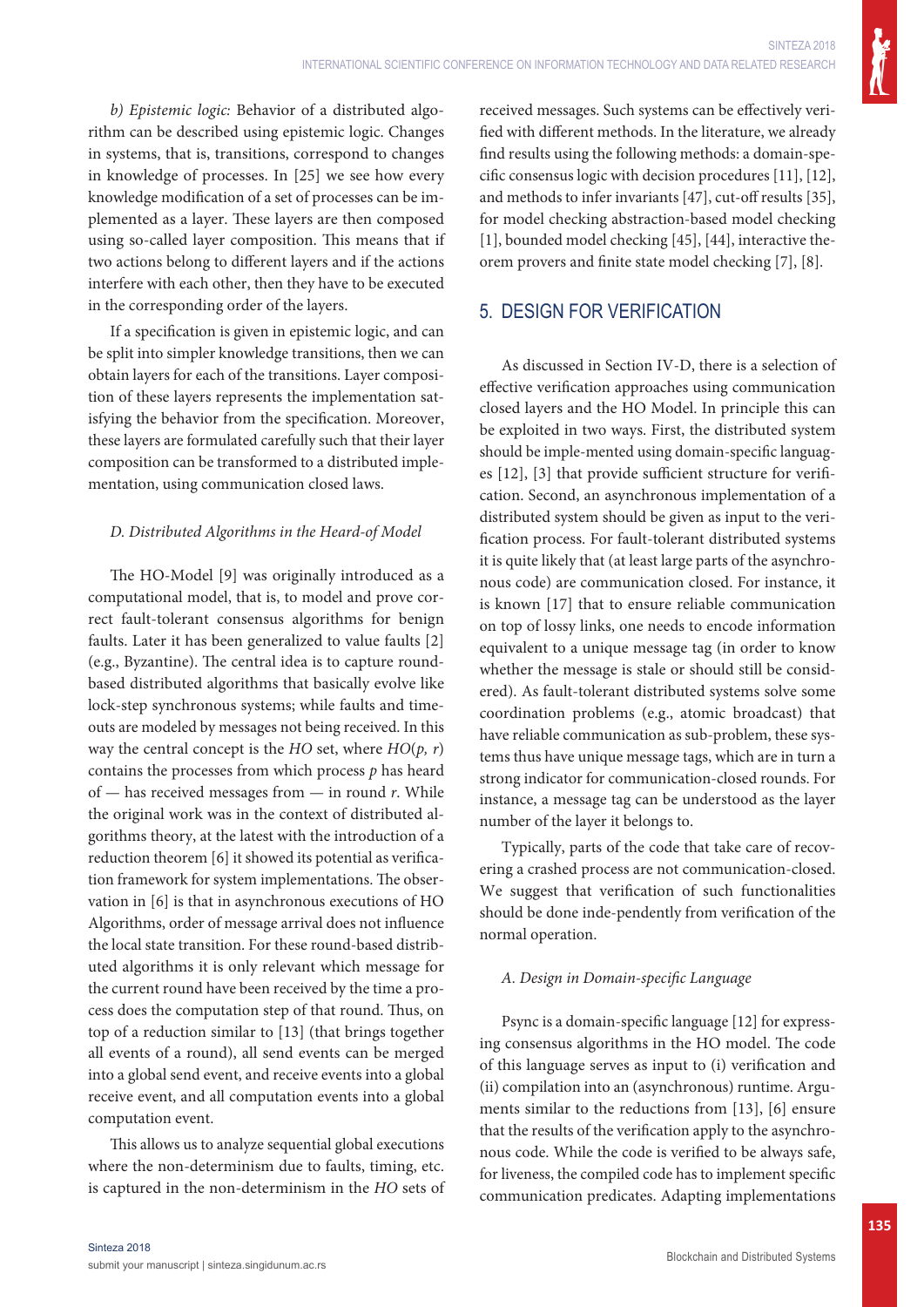*b) Epistemic logic:* Behavior of a distributed algorithm can be described using epistemic logic. Changes in systems, that is, transitions, correspond to changes in knowledge of processes. In [25] we see how every knowledge modification of a set of processes can be implemented as a layer. These layers are then composed using so-called layer composition. This means that if two actions belong to different layers and if the actions interfere with each other, then they have to be executed in the corresponding order of the layers.

If a specification is given in epistemic logic, and can be split into simpler knowledge transitions, then we can obtain layers for each of the transitions. Layer composition of these layers represents the implementation satisfying the behavior from the specification. Moreover, these layers are formulated carefully such that their layer composition can be transformed to a distributed implementation, using communication closed laws.

### D. Distributed Algorithms in the Heard-of Model

The HO-Model [9] was originally introduced as a computational model, that is, to model and prove correct fault-tolerant consensus algorithms for benign faults. Later it has been generalized to value faults [2] (e.g., Byzantine). The central idea is to capture round-based distributed algorithms that basically evolve like lock-step synchronous systems; while faults and timeouts are modeled by messages not being received. In this way the central concept is the *HO* set, where $HO(p, r)$ contains the processes from which process $p$ has heard of — has received messages from — in round $r$. While the original work was in the context of distributed algorithms theory, at the latest with the introduction of a reduction theorem [6] it showed its potential as verification framework for system implementations. The observation in [6] is that in asynchronous executions of HO Algorithms, order of message arrival does not influence the local state transition. For these round-based distributed algorithms it is only relevant which message for the current round have been received by the time a process does the computation step of that round. Thus, on top of a reduction similar to [13] (that brings together all events of a round), all send events can be merged into a global send event, and receive events into a global receive event, and all computation events into a global computation event.

This allows us to analyze sequential global executions where the non-determinism due to faults, timing, etc. is captured in the non-determinism in the *HO* sets of received messages. Such systems can be effectively verified with different methods. In the literature, we already find results using the following methods: a domain-specific consensus logic with decision procedures [11], [12], and methods to infer invariants [47], cut-off results [35], for model checking abstraction-based model checking [1], bounded model checking [45], [44], interactive theorem provers and finite state model checking [7], [8].

## 5. DESIGN FOR VERIFICATION

As discussed in Section IV-D, there is a selection of effective verification approaches using communication closed layers and the HO Model. In principle this can be exploited in two ways. First, the distributed system should be imple-mented using domain-specific languages [12], [3] that provide sufficient structure for verification. Second, an asynchronous implementation of a distributed system should be given as input to the verification process. For fault-tolerant distributed systems it is quite likely that (at least large parts of the asynchronous code) are communication closed. For instance, it is known [17] that to ensure reliable communication on top of lossy links, one needs to encode information equivalent to a unique message tag (in order to know whether the message is stale or should still be considered). As fault-tolerant distributed systems solve some coordination problems (e.g., atomic broadcast) that have reliable communication as sub-problem, these systems thus have unique message tags, which are in turn a strong indicator for communication-closed rounds. For instance, a message tag can be understood as the layer number of the layer it belongs to.

Typically, parts of the code that take care of recovering a crashed process are not communication-closed. We suggest that verification of such functionalities should be done inde-pendently from verification of the normal operation.

### A. Design in Domain-specific Language

Psync is a domain-specific language [12] for expressing consensus algorithms in the HO model. The code of this language serves as input to (i) verification and (ii) compilation into an (asynchronous) runtime. Arguments similar to the reductions from [13], [6] ensure that the results of the verification apply to the asynchronous code. While the code is verified to be always safe, for liveness, the compiled code has to implement specific communication predicates. Adapting implementations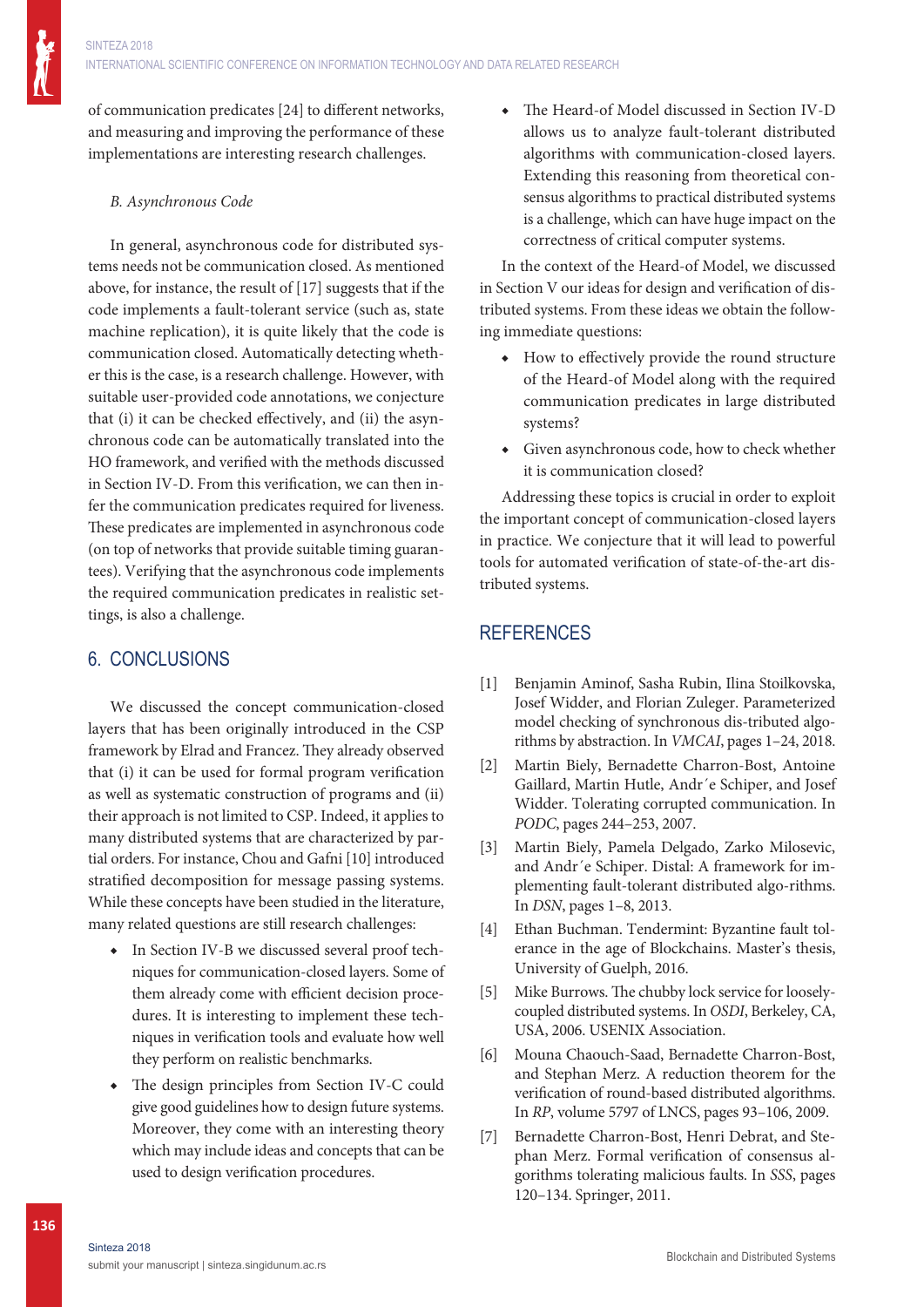of communication predicates [24] to different networks, and measuring and improving the performance of these implementations are interesting research challenges.

*B. Asynchronous Code*

In general, asynchronous code for distributed systems needs not be communication closed. As mentioned above, for instance, the result of [17] suggests that if the code implements a fault-tolerant service (such as, state machine replication), it is quite likely that the code is communication closed. Automatically detecting whether this is the case, is a research challenge. However, with suitable user-provided code annotations, we conjecture that (i) it can be checked effectively, and (ii) the asynchronous code can be automatically translated into the HO framework, and verified with the methods discussed in Section IV-D. From this verification, we can then infer the communication predicates required for liveness. These predicates are implemented in asynchronous code (on top of networks that provide suitable timing guarantees). Verifying that the asynchronous code implements the required communication predicates in realistic settings, is also a challenge.

## 6. CONCLUSIONS

We discussed the concept communication-closed layers that has been originally introduced in the CSP framework by Elrad and Francez. They already observed that (i) it can be used for formal program verification as well as systematic construction of programs and (ii) their approach is not limited to CSP. Indeed, it applies to many distributed systems that are characterized by partial orders. For instance, Chou and Gafni [10] introduced stratified decomposition for message passing systems. While these concepts have been studied in the literature, many related questions are still research challenges:

- In Section IV-B we discussed several proof techniques for communication-closed layers. Some of them already come with efficient decision procedures. It is interesting to implement these techniques in verification tools and evaluate how well they perform on realistic benchmarks.
- The design principles from Section IV-C could give good guidelines how to design future systems. Moreover, they come with an interesting theory which may include ideas and concepts that can be used to design verification procedures.
- The Heard-of Model discussed in Section IV-D allows us to analyze fault-tolerant distributed algorithms with communication-closed layers. Extending this reasoning from theoretical consensus algorithms to practical distributed systems is a challenge, which can have huge impact on the correctness of critical computer systems.

In the context of the Heard-of Model, we discussed in Section V our ideas for design and verification of distributed systems. From these ideas we obtain the following immediate questions:

- How to effectively provide the round structure of the Heard-of Model along with the required communication predicates in large distributed systems?
- Given asynchronous code, how to check whether it is communication closed?

Addressing these topics is crucial in order to exploit the important concept of communication-closed layers in practice. We conjecture that it will lead to powerful tools for automated verification of state-of-the-art distributed systems.

## REFERENCES

[1] Benjamin Aminof, Sasha Rubin, Ilina Stoilkovska, Josef Widder, and Florian Zuleger. Parameterized model checking of synchronous dis-tributed algorithms by abstraction. In *VMCAI*, pages 1–24, 2018.

[2] Martin Biely, Bernadette Charron-Bost, Antoine Gaillard, Martin Hutle, Andr´e Schiper, and Josef Widder. Tolerating corrupted communication. In *PODC*, pages 244–253, 2007.

[3] Martin Biely, Pamela Delgado, Zarko Milosevic, and Andr´e Schiper. Distal: A framework for implementing fault-tolerant distributed algo-rithms. In *DSN*, pages 1–8, 2013.

[4] Ethan Buchman. Tendermint: Byzantine fault tolerance in the age of Blockchains. Master's thesis, University of Guelph, 2016.

[5] Mike Burrows. The chubby lock service for loosely-coupled distributed systems. In *OSDI*, Berkeley, CA, USA, 2006. USENIX Association.

[6] Mouna Chaouch-Saad, Bernadette Charron-Bost, and Stephan Merz. A reduction theorem for the verification of round-based distributed algorithms. In *RP*, volume 5797 of LNCS, pages 93–106, 2009.

[7] Bernadette Charron-Bost, Henri Debrat, and Stephan Merz. Formal verification of consensus algorithms tolerating malicious faults. In *SSS*, pages 120–134. Springer, 2011.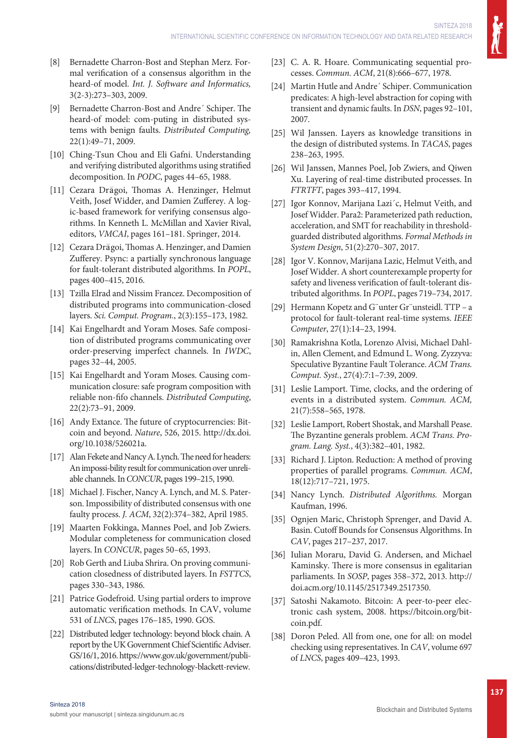[8] Bernadette Charron-Bost and Stephan Merz. Formal verification of a consensus algorithm in the heard-of model. *Int. J. Software and Informatics,* 3(2-3):273–303, 2009.

[9] Bernadette Charron-Bost and Andre´ Schiper. The heard-of model: com-puting in distributed systems with benign faults. *Distributed Computing,* 22(1):49–71, 2009.

[10] Ching-Tsun Chou and Eli Gafni. Understanding and verifying distributed algorithms using stratified decomposition. In *PODC*, pages 44–65, 1988.

[11] Cezara Drăgoi, Thomas A. Henzinger, Helmut Veith, Josef Widder, and Damien Zufferey. A logic-based framework for verifying consensus algorithms. In Kenneth L. McMillan and Xavier Rival, editors, *VMCAI*, pages 161–181. Springer, 2014.

[12] Cezara Drăgoi, Thomas A. Henzinger, and Damien Zufferey. Psync: a partially synchronous language for fault-tolerant distributed algorithms. In *POPL*, pages 400–415, 2016.

[13] Tzilla Elrad and Nissim Francez. Decomposition of distributed programs into communication-closed layers. *Sci. Comput. Program.*, 2(3):155–173, 1982.

[14] Kai Engelhardt and Yoram Moses. Safe composition of distributed programs communicating over order-preserving imperfect channels. In *IWDC*, pages 32–44, 2005.

[15] Kai Engelhardt and Yoram Moses. Causing communication closure: safe program composition with reliable non-fifo channels. *Distributed Computing*, 22(2):73–91, 2009.

[16] Andy Extance. The future of cryptocurrencies: Bitcoin and beyond. *Nature*, 526, 2015. http://dx.doi.org/10.1038/526021a.

[17] Alan Fekete and Nancy A. Lynch. The need for headers: An impossi-bility result for communication over unreliable channels. In *CONCUR*, pages 199–215, 1990.

[18] Michael J. Fischer, Nancy A. Lynch, and M. S. Paterson. Impossibility of distributed consensus with one faulty process. *J. ACM*, 32(2):374–382, April 1985.

[19] Maarten Fokkinga, Mannes Poel, and Job Zwiers. Modular completeness for communication closed layers. In *CONCUR*, pages 50–65, 1993.

[20] Rob Gerth and Liuba Shrira. On proving communication closedness of distributed layers. In *FSTTCS*, pages 330–343, 1986.

[21] Patrice Godefroid. Using partial orders to improve automatic verification methods. In CAV, volume 531 of *LNCS*, pages 176–185, 1990. GOS.

[22] Distributed ledger technology: beyond block chain. A report by the UK Government Chief Scientific Adviser. GS/16/1, 2016. https://www.gov.uk/government/publications/distributed-ledger-technology-blackett-review.

[23] C. A. R. Hoare. Communicating sequential processes. *Commun. ACM*, 21(8):666–677, 1978.

[24] Martin Hutle and Andre´ Schiper. Communication predicates: A high-level abstraction for coping with transient and dynamic faults. In *DSN*, pages 92–101, 2007.

[25] Wil Janssen. Layers as knowledge transitions in the design of distributed systems. In *TACAS*, pages 238–263, 1995.

[26] Wil Janssen, Mannes Poel, Job Zwiers, and Qiwen Xu. Layering of real-time distributed processes. In *FTRTFT*, pages 393–417, 1994.

[27] Igor Konnov, Marijana Lazi´c, Helmut Veith, and Josef Widder. Para2: Parameterized path reduction, acceleration, and SMT for reachability in threshold-guarded distributed algorithms. *Formal Methods in System Design*, 51(2):270–307, 2017.

[28] Igor V. Konnov, Marijana Lazic, Helmut Veith, and Josef Widder. A short counterexample property for safety and liveness verification of fault-tolerant distributed algorithms. In *POPL*, pages 719–734, 2017.

[29] Hermann Kopetz and G¨unter Gr¨unsteidl. TTP – a protocol for fault-tolerant real-time systems. *IEEE Computer*, 27(1):14–23, 1994.

[30] Ramakrishna Kotla, Lorenzo Alvisi, Michael Dahlin, Allen Clement, and Edmund L. Wong. Zyzzyva: Speculative Byzantine Fault Tolerance. *ACM Trans. Comput. Syst.*, 27(4):7:1–7:39, 2009.

[31] Leslie Lamport. Time, clocks, and the ordering of events in a distributed system. *Commun. ACM,* 21(7):558–565, 1978.

[32] Leslie Lamport, Robert Shostak, and Marshall Pease. The Byzantine generals problem. *ACM Trans. Program. Lang. Syst.*, 4(3):382–401, 1982.

[33] Richard J. Lipton. Reduction: A method of proving properties of parallel programs. *Commun. ACM*, 18(12):717–721, 1975.

[34] Nancy Lynch. *Distributed Algorithms.* Morgan Kaufman, 1996.

[35] Ognjen Maric, Christoph Sprenger, and David A. Basin. Cutoff Bounds for Consensus Algorithms. In *CAV*, pages 217–237, 2017.

[36] Iulian Moraru, David G. Andersen, and Michael Kaminsky. There is more consensus in egalitarian parliaments. In *SOSP*, pages 358–372, 2013. http://doi.acm.org/10.1145/2517349.2517350.

[37] Satoshi Nakamoto. Bitcoin: A peer-to-peer electronic cash system, 2008. https://bitcoin.org/bitcoin.pdf.

[38] Doron Peled. All from one, one for all: on model checking using representatives. In *CAV*, volume 697 of *LNCS*, pages 409–423, 1993.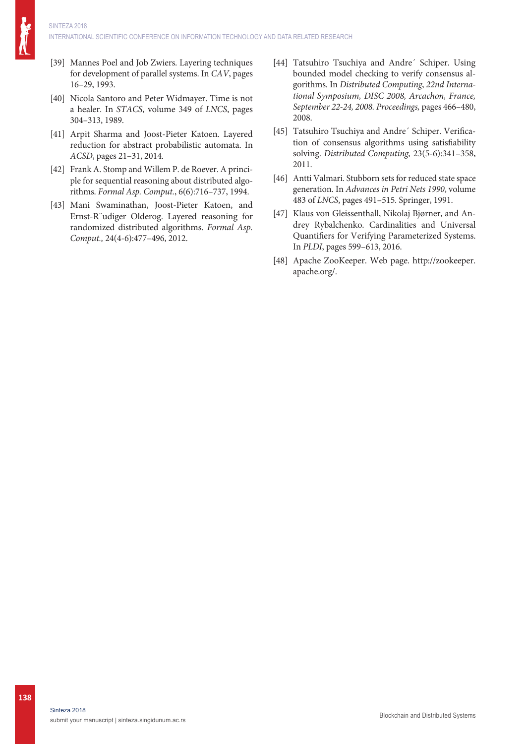[39] Mannes Poel and Job Zwiers. Layering techniques for development of parallel systems. In *CAV*, pages 16–29, 1993.

[40] Nicola Santoro and Peter Widmayer. Time is not a healer. In *STACS*, volume 349 of *LNCS*, pages 304–313, 1989.

[41] Arpit Sharma and Joost-Pieter Katoen. Layered reduction for abstract probabilistic automata. In *ACSD*, pages 21–31, 2014.

[42] Frank A. Stomp and Willem P. de Roever. A principle for sequential reasoning about distributed algorithms. *Formal Asp. Comput.*, 6(6):716–737, 1994.

[43] Mani Swaminathan, Joost-Pieter Katoen, and Ernst-R¨udiger Olderog. Layered reasoning for randomized distributed algorithms. *Formal Asp. Comput.,* 24(4-6):477–496, 2012.

[44] Tatsuhiro Tsuchiya and Andre´ Schiper. Using bounded model checking to verify consensus algorithms. In *Distributed Computing, 22nd International Symposium, DISC 2008, Arcachon, France, September 22-24, 2008. Proceedings,* pages 466–480, 2008.

[45] Tatsuhiro Tsuchiya and Andre´ Schiper. Verification of consensus algorithms using satisfiability solving. *Distributed Computing,* 23(5-6):341–358, 2011.

[46] Antti Valmari. Stubborn sets for reduced state space generation. In *Advances in Petri Nets 1990*, volume 483 of *LNCS*, pages 491–515. Springer, 1991.

[47] Klaus von Gleissenthall, Nikolaj Bjørner, and Andrey Rybalchenko. Cardinalities and Universal Quantifiers for Verifying Parameterized Systems. In *PLDI*, pages 599–613, 2016.

[48] Apache ZooKeeper. Web page. http://zookeeper.apache.org/.